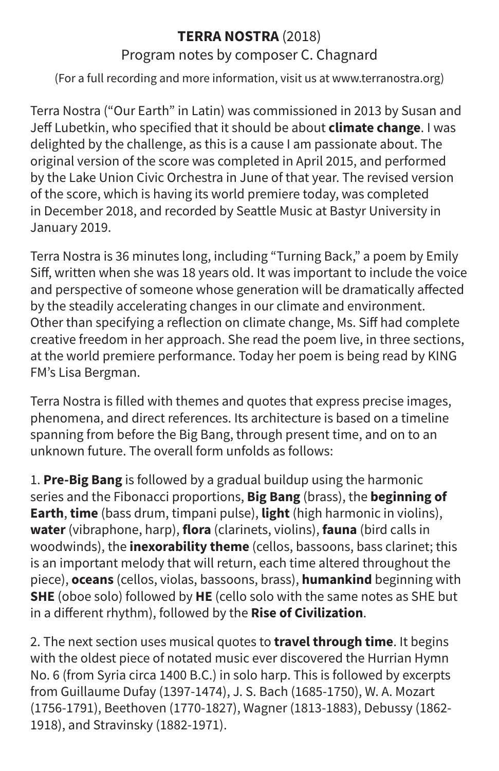# **TERRA NOSTRA** (2018)

Program notes by composer C. Chagnard

(For a full recording and more information, visit us at www.terranostra.org)

Terra Nostra ("Our Earth" in Latin) was commissioned in 2013 by Susan and Jeff Lubetkin, who specified that it should be about **climate change**. I was delighted by the challenge, as this is a cause I am passionate about. The original version of the score was completed in April 2015, and performed by the Lake Union Civic Orchestra in June of that year. The revised version of the score, which is having its world premiere today, was completed in December 2018, and recorded by Seattle Music at Bastyr University in January 2019.

Terra Nostra is 36 minutes long, including "Turning Back," a poem by Emily Siff, written when she was 18 years old. It was important to include the voice and perspective of someone whose generation will be dramatically affected by the steadily accelerating changes in our climate and environment. Other than specifying a reflection on climate change, Ms. Siff had complete creative freedom in her approach. She read the poem live, in three sections, at the world premiere performance. Today her poem is being read by KING FM's Lisa Bergman.

Terra Nostra is filled with themes and quotes that express precise images, phenomena, and direct references. Its architecture is based on a timeline spanning from before the Big Bang, through present time, and on to an unknown future. The overall form unfolds as follows:

1. **Pre-Big Bang** is followed by a gradual buildup using the harmonic series and the Fibonacci proportions, **Big Bang** (brass), the **beginning of Earth**, **time** (bass drum, timpani pulse), **light** (high harmonic in violins), **water** (vibraphone, harp), **flora** (clarinets, violins), **fauna** (bird calls in woodwinds), the **inexorability theme** (cellos, bassoons, bass clarinet; this is an important melody that will return, each time altered throughout the piece), **oceans** (cellos, violas, bassoons, brass), **humankind** beginning with **SHE** (oboe solo) followed by **HE** (cello solo with the same notes as SHE but in a different rhythm), followed by the **Rise of Civilization**.

2. The next section uses musical quotes to **travel through time**. It begins with the oldest piece of notated music ever discovered the Hurrian Hymn No. 6 (from Syria circa 1400 B.C.) in solo harp. This is followed by excerpts from Guillaume Dufay (1397-1474), J. S. Bach (1685-1750), W. A. Mozart (1756-1791), Beethoven (1770-1827), Wagner (1813-1883), Debussy (1862-1918), and Stravinsky (1882-1971).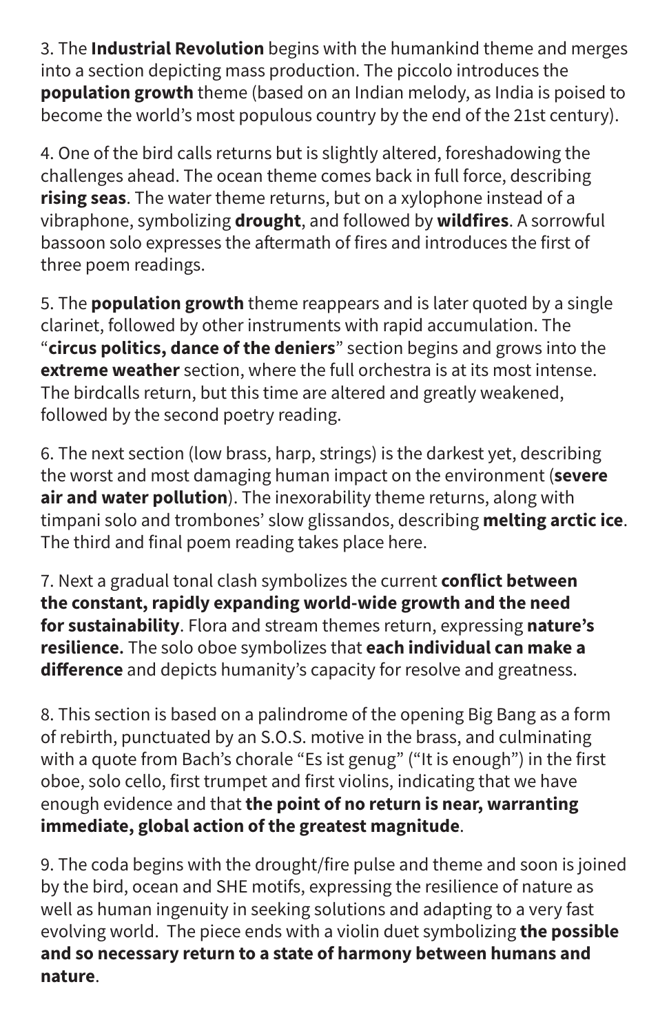3. The **Industrial Revolution** begins with the humankind theme and merges into a section depicting mass production. The piccolo introduces the **population growth** theme (based on an Indian melody, as India is poised to become the world's most populous country by the end of the 21st century).

4. One of the bird calls returns but is slightly altered, foreshadowing the challenges ahead. The ocean theme comes back in full force, describing **rising seas**. The water theme returns, but on a xylophone instead of a vibraphone, symbolizing **drought**, and followed by **wildfires**. A sorrowful bassoon solo expresses the aftermath of fires and introduces the first of three poem readings.

5. The **population growth** theme reappears and is later quoted by a single clarinet, followed by other instruments with rapid accumulation. The "**circus politics, dance of the deniers**" section begins and grows into the **extreme weather** section, where the full orchestra is at its most intense. The birdcalls return, but this time are altered and greatly weakened, followed by the second poetry reading.

6. The next section (low brass, harp, strings) is the darkest yet, describing the worst and most damaging human impact on the environment (**severe air and water pollution**). The inexorability theme returns, along with timpani solo and trombones' slow glissandos, describing **melting arctic ice**. The third and final poem reading takes place here.

7. Next a gradual tonal clash symbolizes the current **conflict between the constant, rapidly expanding world-wide growth and the need for sustainability**. Flora and stream themes return, expressing **nature's resilience.** The solo oboe symbolizes that **each individual can make a difference** and depicts humanity's capacity for resolve and greatness.

8. This section is based on a palindrome of the opening Big Bang as a form of rebirth, punctuated by an S.O.S. motive in the brass, and culminating with a quote from Bach's chorale "Es ist genug" ("It is enough") in the first oboe, solo cello, first trumpet and first violins, indicating that we have enough evidence and that **the point of no return is near, warranting immediate, global action of the greatest magnitude**.

9. The coda begins with the drought/fire pulse and theme and soon is joined by the bird, ocean and SHE motifs, expressing the resilience of nature as well as human ingenuity in seeking solutions and adapting to a very fast evolving world. The piece ends with a violin duet symbolizing **the possible and so necessary return to a state of harmony between humans and nature**.